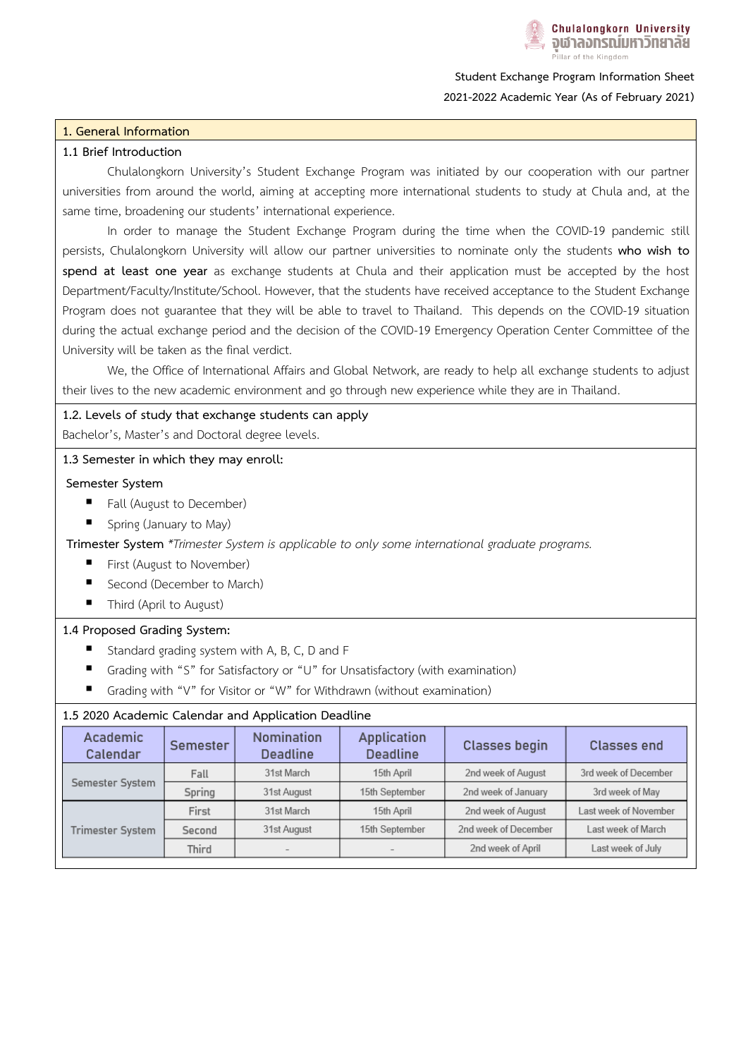Student Exchange Program Information Sheet

2021-2022 Academic Year (As of February 2021)

## 1. General Information

### 1.1 Brief Introduction

Chulalongkorn University's Student Exchange Program was initiated by our cooperation with our partner universities from around the world, aiming at accepting more international students to study at Chula and, at the same time, broadening our students' international experience.

In order to manage the Student Exchange Program during the time when the COVID-19 pandemic still persists, Chulalongkorn University will allow our partner universities to nominate only the students **who wish to spend at least one year** as exchange students at Chula and their application must be accepted by the host Department/Faculty/Institute/School. However, that the students have received acceptance to the Student Exchange Program does not guarantee that they will be able to travel to Thailand. This depends on the COVID-19 situation during the actual exchange period and the decision of the COVID-19 Emergency Operation Center Committee of the University will be taken as the final verdict.

We, the Office of International Affairs and Global Network, are ready to help all exchange students to adjust their lives to the new academic environment and go through new experience while they are in Thailand.

### 1.2. Levels of study that exchange students can apply

Bachelor's, Master's and Doctoral degree levels.

### 1.3 Semester in which they may enroll:

**Semester System**

- Fall (August to December)
- Spring (January to May)

**Trimester System** *\*Trimester System is applicable to only some international graduate programs.*

- First (August to November)
- Second (December to March)
- Third (April to August)

### 1.4 Proposed Grading System:

- Standard grading system with A, B, C, D and F
- Grading with "S" for Satisfactory or "U" for Unsatisfactory (with examination)
- Grading with "V" for Visitor or "W" for Withdrawn (without examination)

### 1.5 2020 Academic Calendar and Application Deadline

| Academic Calendar | Semester | Nomination Deadline | Application Deadline | Classes begin | Classes end |
|---|---|---|---|---|---|
| Semester System | Fall | 31st March | 15th April | 2nd week of August | 3rd week of December |
| | Spring | 31st August | 15th September | 2nd week of January | 3rd week of May |
| Trimester System | First | 31st March | 15th April | 2nd week of August | Last week of November |
| | Second | 31st August | 15th September | 2nd week of December | Last week of March |
| | Third | - | - | 2nd week of April | Last week of July |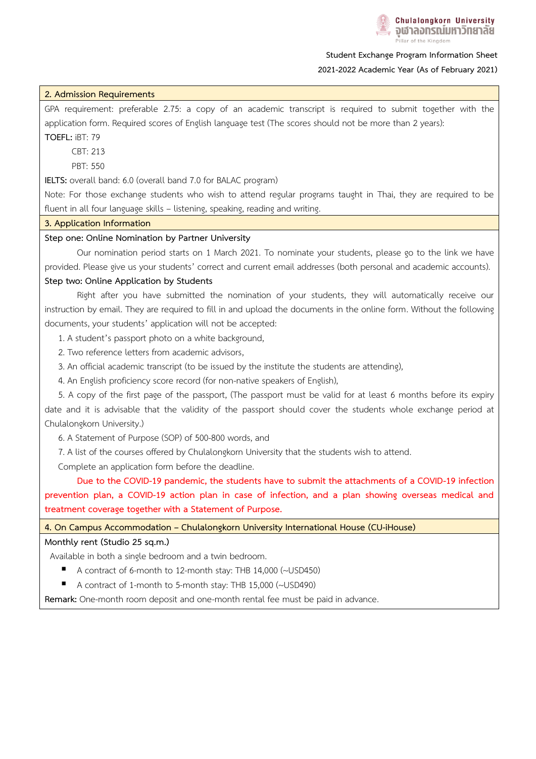## 2. Admission Requirements

GPA requirement: preferable 2.75: a copy of an academic transcript is required to submit together with the application form. Required scores of English language test (The scores should not be more than 2 years):

**TOEFL:** iBT: 79

CBT: 213

PBT: 550

**IELTS:** overall band: 6.0 (overall band 7.0 for BALAC program)

Note: For those exchange students who wish to attend regular programs taught in Thai, they are required to be fluent in all four language skills – listening, speaking, reading and writing.

## 3. Application Information

**Step one: Online Nomination by Partner University**

Our nomination period starts on 1 March 2021. To nominate your students, please go to the link we have provided. Please give us your students' correct and current email addresses (both personal and academic accounts).

**Step two: Online Application by Students**

Right after you have submitted the nomination of your students, they will automatically receive our instruction by email. They are required to fill in and upload the documents in the online form. Without the following documents, your students' application will not be accepted:

1. A student's passport photo on a white background,
2. Two reference letters from academic advisors,
3. An official academic transcript (to be issued by the institute the students are attending),
4. An English proficiency score record (for non-native speakers of English),
5. A copy of the first page of the passport, (The passport must be valid for at least 6 months before its expiry date and it is advisable that the validity of the passport should cover the students whole exchange period at Chulalongkorn University.)
6. A Statement of Purpose (SOP) of 500-800 words, and
7. A list of the courses offered by Chulalongkorn University that the students wish to attend.

Complete an application form before the deadline.

Due to the COVID-19 pandemic, the students have to submit the attachments of a COVID-19 infection prevention plan, a COVID-19 action plan in case of infection, and a plan showing overseas medical and treatment coverage together with a Statement of Purpose.

## 4. On Campus Accommodation – Chulalongkorn University International House (CU-iHouse)

**Monthly rent (Studio 25 sq.m.)**

Available in both a single bedroom and a twin bedroom.

- A contract of 6-month to 12-month stay: THB 14,000 (~USD450)
- A contract of 1-month to 5-month stay: THB 15,000 (~USD490)

**Remark:** One-month room deposit and one-month rental fee must be paid in advance.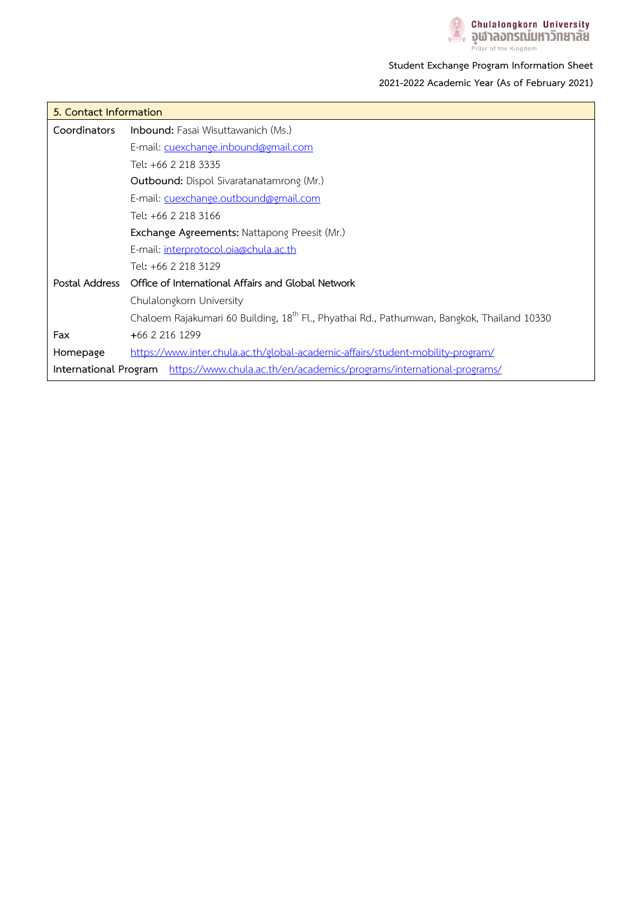| 5. Contact Information | |
|---|---|
| Coordinators | **Inbound:** Fasai Wisuttawanich (Ms.) |
| | E-mail: cuexchange.inbound@gmail.com |
| | Tel: +66 2 218 3335 |
| | **Outbound:** Dispol Sivaratanatamrong (Mr.) |
| | E-mail: cuexchange.outbound@gmail.com |
| | Tel: +66 2 218 3166 |
| | **Exchange Agreements:** Nattapong Preesit (Mr.) |
| | E-mail: interprotocol.oia@chula.ac.th |
| | Tel: +66 2 218 3129 |
| Postal Address | Office of International Affairs and Global Network |
| | Chulalongkorn University |
| | Chaloem Rajakumari 60 Building, 18th Fl., Phyathai Rd., Pathumwan, Bangkok, Thailand 10330 |
| Fax | +66 2 216 1299 |
| Homepage | https://www.inter.chula.ac.th/global-academic-affairs/student-mobility-program/ |
| International Program | https://www.chula.ac.th/en/academics/programs/international-programs/ |